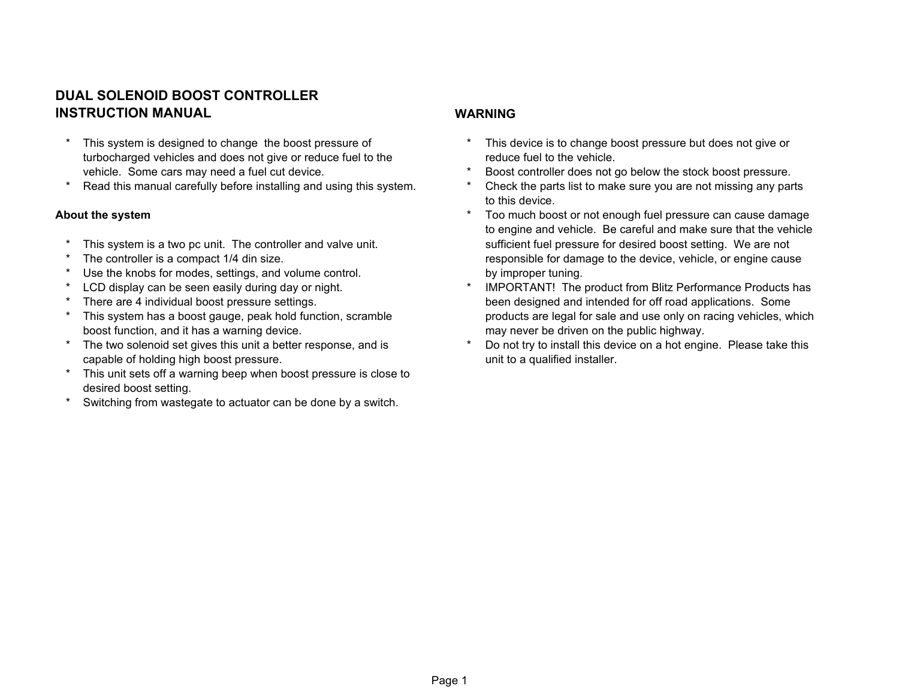# DUAL SOLENOID BOOST CONTROLLER INSTRUCTION MANUAL

* This system is designed to change the boost pressure of turbocharged vehicles and does not give or reduce fuel to the vehicle. Some cars may need a fuel cut device.
* Read this manual carefully before installing and using this system.

### About the system

* This system is a two pc unit. The controller and valve unit.
* The controller is a compact 1/4 din size.
* Use the knobs for modes, settings, and volume control.
* LCD display can be seen easily during day or night.
* There are 4 individual boost pressure settings.
* This system has a boost gauge, peak hold function, scramble boost function, and it has a warning device.
* The two solenoid set gives this unit a better response, and is capable of holding high boost pressure.
* This unit sets off a warning beep when boost pressure is close to desired boost setting.
* Switching from wastegate to actuator can be done by a switch.

## WARNING

* This device is to change boost pressure but does not give or reduce fuel to the vehicle.
* Boost controller does not go below the stock boost pressure.
* Check the parts list to make sure you are not missing any parts to this device.
* Too much boost or not enough fuel pressure can cause damage to engine and vehicle. Be careful and make sure that the vehicle sufficient fuel pressure for desired boost setting. We are not responsible for damage to the device, vehicle, or engine cause by improper tuning.
* IMPORTANT! The product from Blitz Performance Products has been designed and intended for off road applications. Some products are legal for sale and use only on racing vehicles, which may never be driven on the public highway.
* Do not try to install this device on a hot engine. Please take this unit to a qualified installer.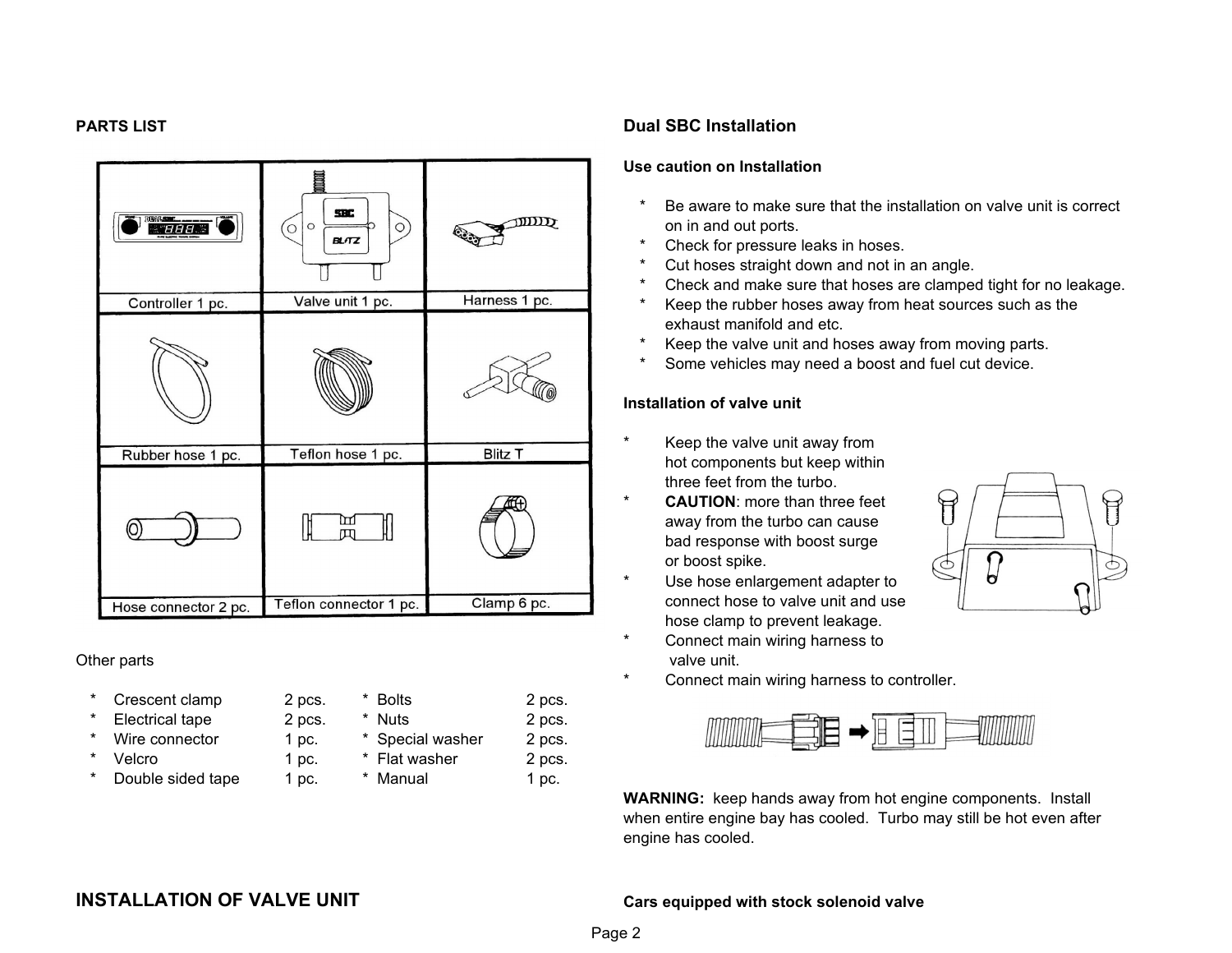## PARTS LIST

| Controller 1 pc. | Valve unit 1 pc. | Harness 1 pc. |
|---|---|---|
| Rubber hose 1 pc. | Teflon hose 1 pc. | Blitz T |
| Hose connector 2 pc. | Teflon connector 1 pc. | Clamp 6 pc. |

Other parts

| | | | |
|---|---|---|---|
| * Crescent clamp | 2 pcs. | * Bolts | 2 pcs. |
| * Electrical tape | 2 pcs. | * Nuts | 2 pcs. |
| * Wire connector | 1 pc. | * Special washer | 2 pcs. |
| * Velcro | 1 pc. | * Flat washer | 2 pcs. |
| * Double sided tape | 1 pc. | * Manual | 1 pc. |

## INSTALLATION OF VALVE UNIT

### Dual SBC Installation

**Use caution on Installation**

* Be aware to make sure that the installation on valve unit is correct on in and out ports.
* Check for pressure leaks in hoses.
* Cut hoses straight down and not in an angle.
* Check and make sure that hoses are clamped tight for no leakage.
* Keep the rubber hoses away from heat sources such as the exhaust manifold and etc.
* Keep the valve unit and hoses away from moving parts.
* Some vehicles may need a boost and fuel cut device.

**Installation of valve unit**

* Keep the valve unit away from hot components but keep within three feet from the turbo.
* **CAUTION**: more than three feet away from the turbo can cause bad response with boost surge or boost spike.
* Use hose enlargement adapter to connect hose to valve unit and use hose clamp to prevent leakage.
* Connect main wiring harness to valve unit.
* Connect main wiring harness to controller.

**WARNING:** keep hands away from hot engine components. Install when entire engine bay has cooled. Turbo may still be hot even after engine has cooled.

**Cars equipped with stock solenoid valve**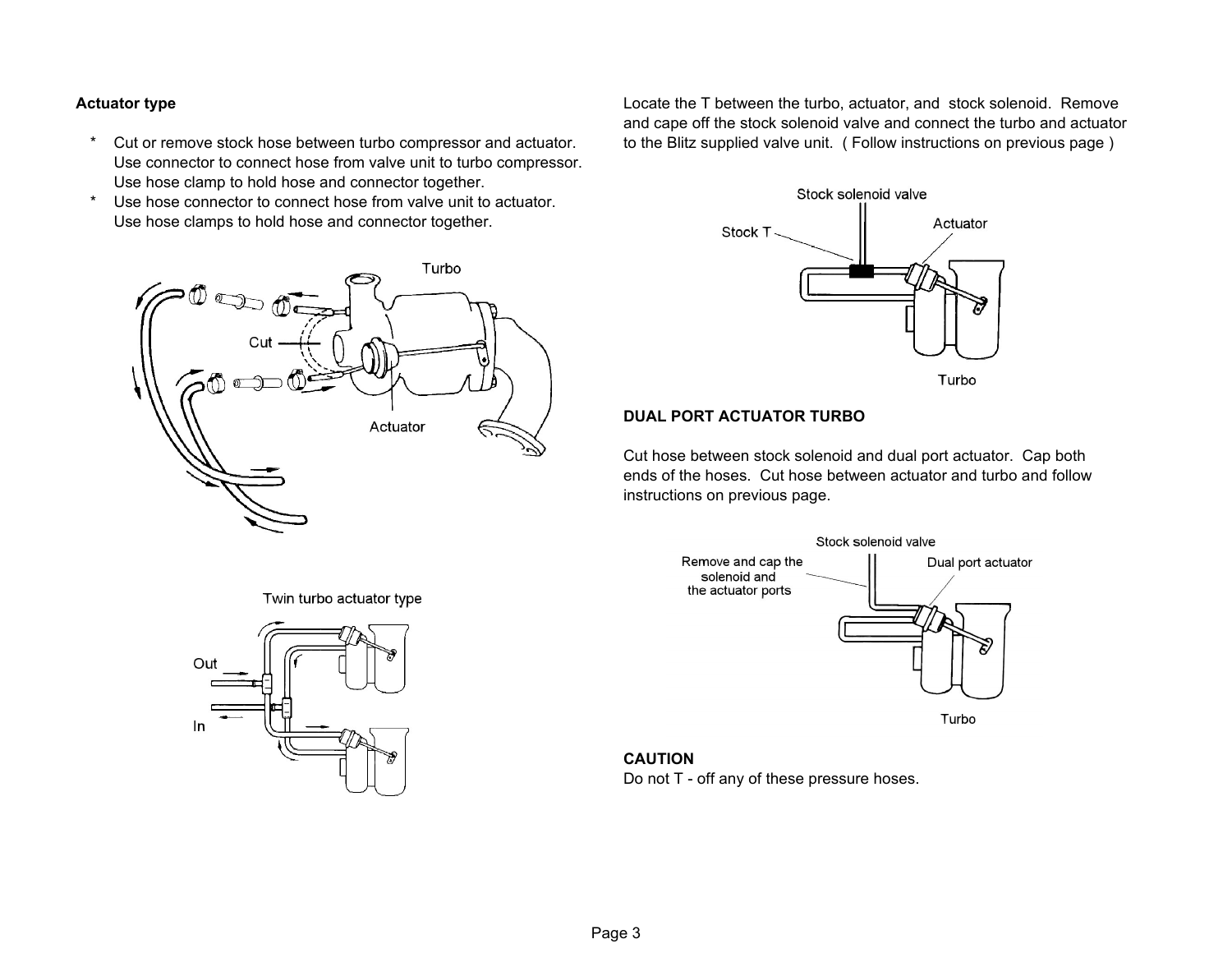**Actuator type**

* Cut or remove stock hose between turbo compressor and actuator. Use connector to connect hose from valve unit to turbo compressor. Use hose clamp to hold hose and connector together.
* Use hose connector to connect hose from valve unit to actuator. Use hose clamps to hold hose and connector together.

Locate the T between the turbo, actuator, and stock solenoid. Remove and cape off the stock solenoid valve and connect the turbo and actuator to the Blitz supplied valve unit. ( Follow instructions on previous page )

**DUAL PORT ACTUATOR TURBO**

Cut hose between stock solenoid and dual port actuator. Cap both ends of the hoses. Cut hose between actuator and turbo and follow instructions on previous page.

**CAUTION**
Do not T - off any of these pressure hoses.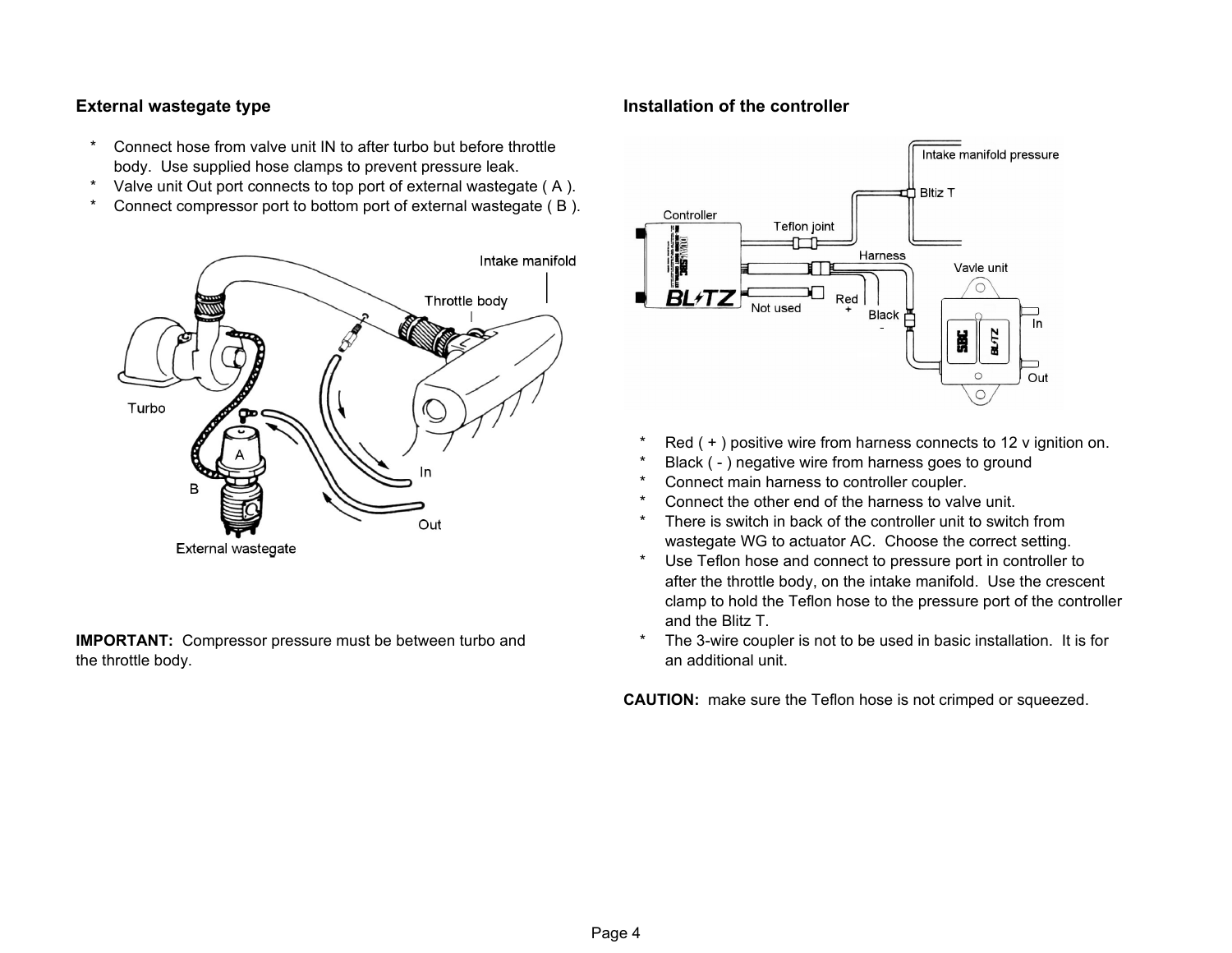## External wastegate type

* Connect hose from valve unit IN to after turbo but before throttle body. Use supplied hose clamps to prevent pressure leak.
* Valve unit Out port connects to top port of external wastegate ( A ).
* Connect compressor port to bottom port of external wastegate ( B ).

**IMPORTANT:** Compressor pressure must be between turbo and the throttle body.

## Installation of the controller

* Red ( + ) positive wire from harness connects to 12 v ignition on.
* Black ( - ) negative wire from harness goes to ground
* Connect main harness to controller coupler.
* Connect the other end of the harness to valve unit.
* There is switch in back of the controller unit to switch from wastegate WG to actuator AC. Choose the correct setting.
* Use Teflon hose and connect to pressure port in controller to after the throttle body, on the intake manifold. Use the crescent clamp to hold the Teflon hose to the pressure port of the controller and the Blitz T.
* The 3-wire coupler is not to be used in basic installation. It is for an additional unit.

**CAUTION:** make sure the Teflon hose is not crimped or squeezed.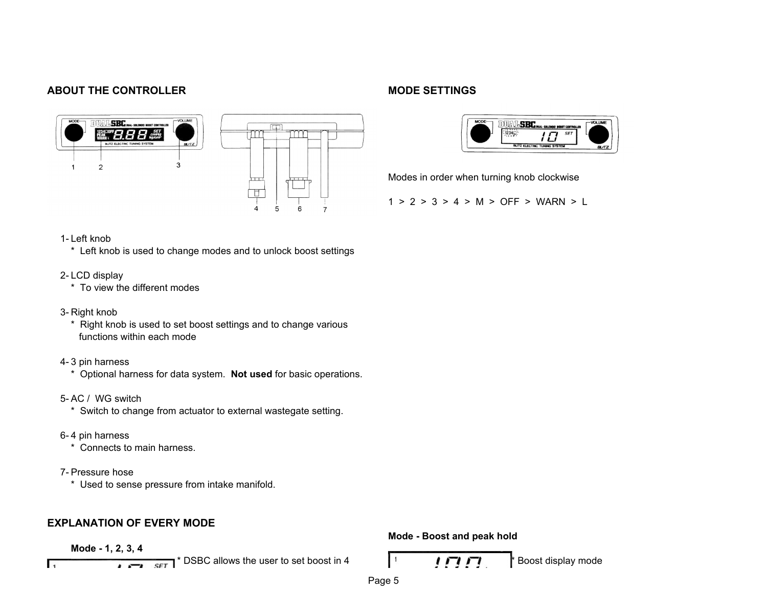## ABOUT THE CONTROLLER

1- Left knob
  * Left knob is used to change modes and to unlock boost settings

2- LCD display
  * To view the different modes

3- Right knob
  * Right knob is used to set boost settings and to change various functions within each mode

4- 3 pin harness
  * Optional harness for data system. **Not used** for basic operations.

5- AC / WG switch
  * Switch to change from actuator to external wastegate setting.

6- 4 pin harness
  * Connects to main harness.

7- Pressure hose
  * Used to sense pressure from intake manifold.

## EXPLANATION OF EVERY MODE

**Mode - 1, 2, 3, 4**

* DSBC allows the user to set boost in 4

## MODE SETTINGS

Modes in order when turning knob clockwise

1 > 2 > 3 > 4 > M > OFF > WARN > L

**Mode - Boost and peak hold**

* Boost display mode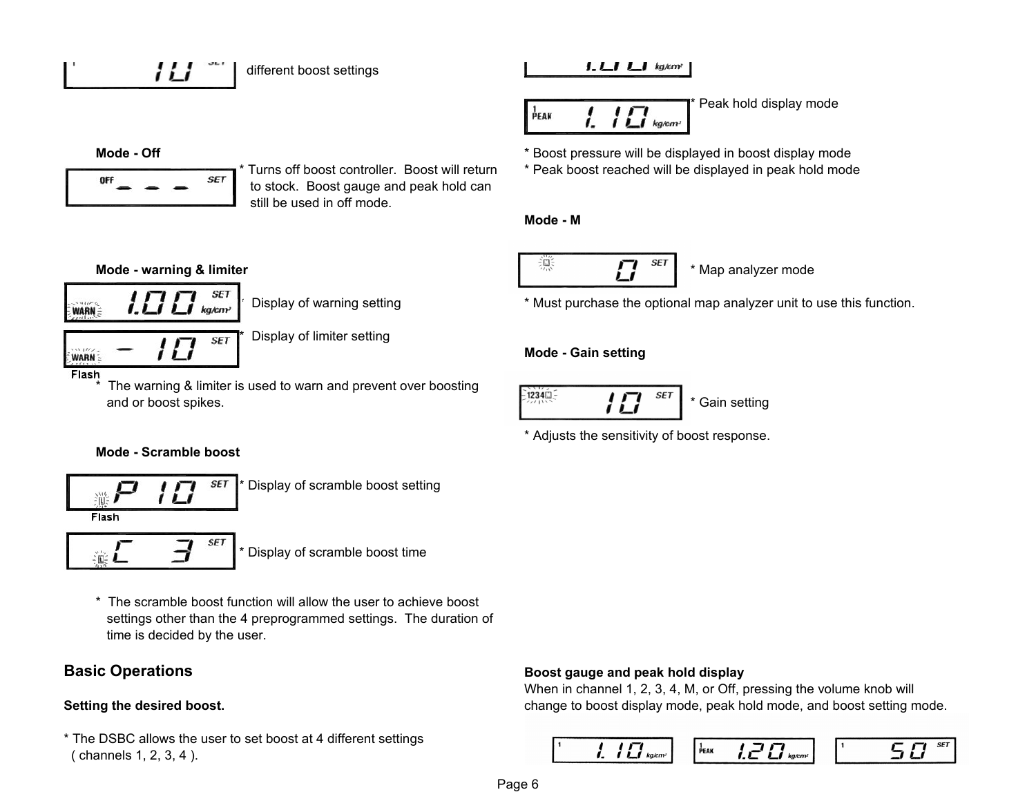different boost settings

### Mode - Off

* Turns off boost controller. Boost will return to stock. Boost gauge and peak hold can still be used in off mode.

### Mode - warning & limiter

Display of warning setting

* Display of limiter setting

Flash

* The warning & limiter is used to warn and prevent over boosting and or boost spikes.

### Mode - Scramble boost

* Display of scramble boost setting

Flash

* Display of scramble boost time

* The scramble boost function will allow the user to achieve boost settings other than the 4 preprogrammed settings. The duration of time is decided by the user.

## Basic Operations

### Setting the desired boost.

* The DSBC allows the user to set boost at 4 different settings ( channels 1, 2, 3, 4 ).

* Peak hold display mode

* Boost pressure will be displayed in boost display mode
* Peak boost reached will be displayed in peak hold mode

### Mode - M

* Map analyzer mode

* Must purchase the optional map analyzer unit to use this function.

### Mode - Gain setting

* Gain setting

* Adjusts the sensitivity of boost response.

### Boost gauge and peak hold display

When in channel 1, 2, 3, 4, M, or Off, pressing the volume knob will change to boost display mode, peak hold mode, and boost setting mode.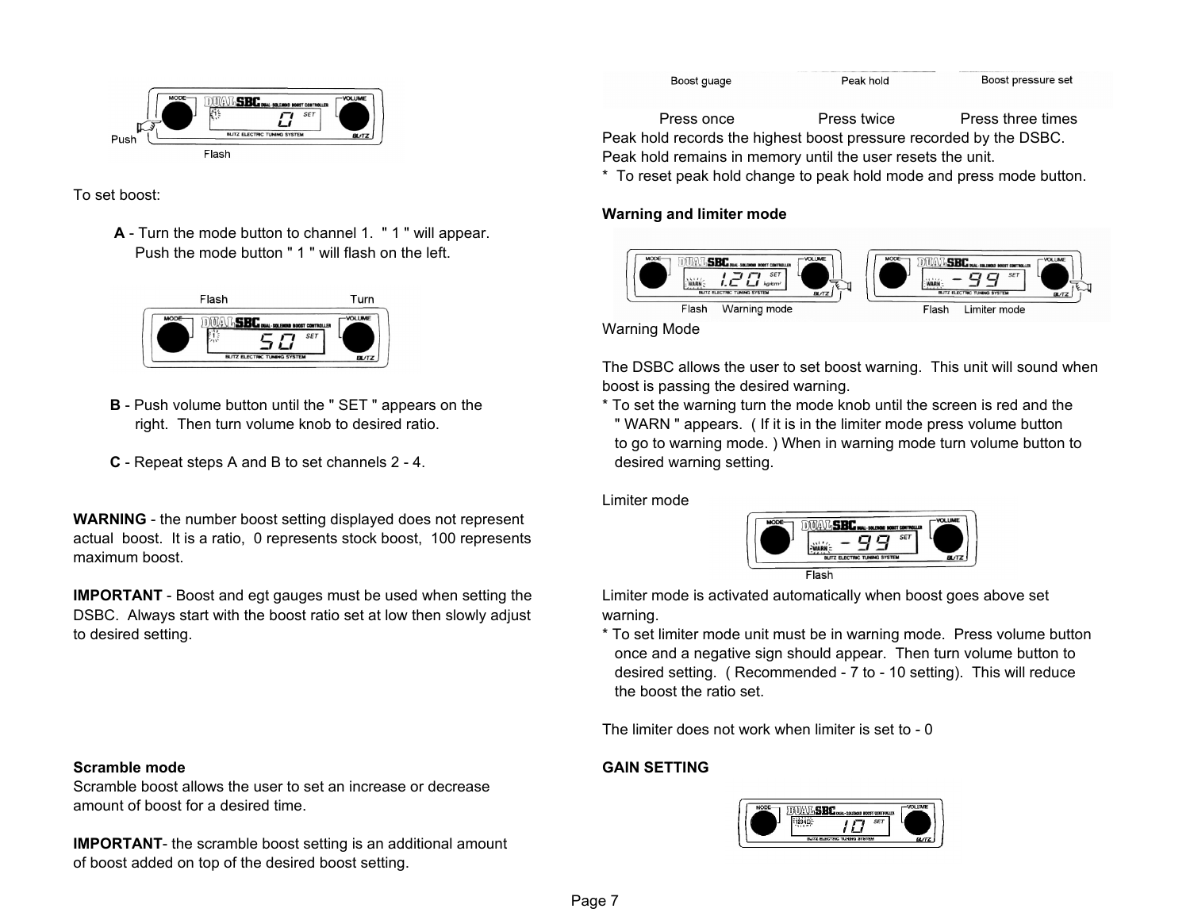To set boost:

**A** - Turn the mode button to channel 1. " 1 " will appear. Push the mode button " 1 " will flash on the left.

**B** - Push volume button until the " SET " appears on the right. Then turn volume knob to desired ratio.

**C** - Repeat steps A and B to set channels 2 - 4.

**WARNING** - the number boost setting displayed does not represent actual boost. It is a ratio, 0 represents stock boost, 100 represents maximum boost.

**IMPORTANT** - Boost and egt gauges must be used when setting the DSBC. Always start with the boost ratio set at low then slowly adjust to desired setting.

**Scramble mode**

Scramble boost allows the user to set an increase or decrease amount of boost for a desired time.

**IMPORTANT**- the scramble boost setting is an additional amount of boost added on top of the desired boost setting.

| Boost guage | Peak hold | Boost pressure set |
|---|---|---|
| Press once | Press twice | Press three times |

Peak hold records the highest boost pressure recorded by the DSBC. Peak hold remains in memory until the user resets the unit.

* To reset peak hold change to peak hold mode and press mode button.

**Warning and limiter mode**

Warning Mode

The DSBC allows the user to set boost warning. This unit will sound when boost is passing the desired warning.

* To set the warning turn the mode knob until the screen is red and the " WARN " appears. ( If it is in the limiter mode press volume button to go to warning mode. ) When in warning mode turn volume button to desired warning setting.

Limiter mode

Limiter mode is activated automatically when boost goes above set warning.

* To set limiter mode unit must be in warning mode. Press volume button once and a negative sign should appear. Then turn volume button to desired setting. ( Recommended - 7 to - 10 setting). This will reduce the boost the ratio set.

The limiter does not work when limiter is set to - 0

**GAIN SETTING**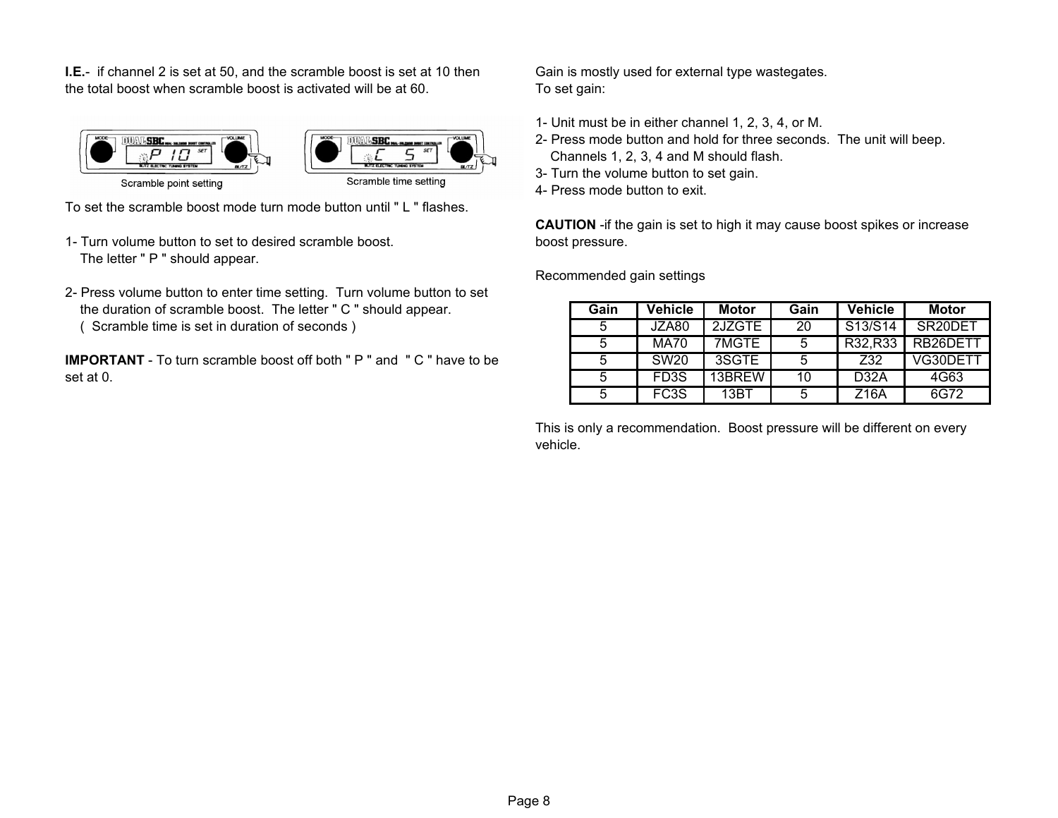**I.E.**- if channel 2 is set at 50, and the scramble boost is set at 10 then the total boost when scramble boost is activated will be at 60.

Scramble point setting

Scramble time setting

To set the scramble boost mode turn mode button until " L " flashes.

1- Turn volume button to set to desired scramble boost.
The letter " P " should appear.

2- Press volume button to enter time setting. Turn volume button to set the duration of scramble boost. The letter " C " should appear.
( Scramble time is set in duration of seconds )

**IMPORTANT** - To turn scramble boost off both " P " and " C " have to be set at 0.

Gain is mostly used for external type wastegates.
To set gain:

1- Unit must be in either channel 1, 2, 3, 4, or M.
2- Press mode button and hold for three seconds. The unit will beep.
Channels 1, 2, 3, 4 and M should flash.
3- Turn the volume button to set gain.
4- Press mode button to exit.

**CAUTION** -if the gain is set to high it may cause boost spikes or increase boost pressure.

Recommended gain settings

| Gain | Vehicle | Motor | Gain | Vehicle | Motor |
|---|---|---|---|---|---|
| 5 | JZA80 | 2JZGTE | 20 | S13/S14 | SR20DET |
| 5 | MA70 | 7MGTE | 5 | R32,R33 | RB26DETT |
| 5 | SW20 | 3SGTE | 5 | Z32 | VG30DETT |
| 5 | FD3S | 13BREW | 10 | D32A | 4G63 |
| 5 | FC3S | 13BT | 5 | Z16A | 6G72 |

This is only a recommendation. Boost pressure will be different on every vehicle.